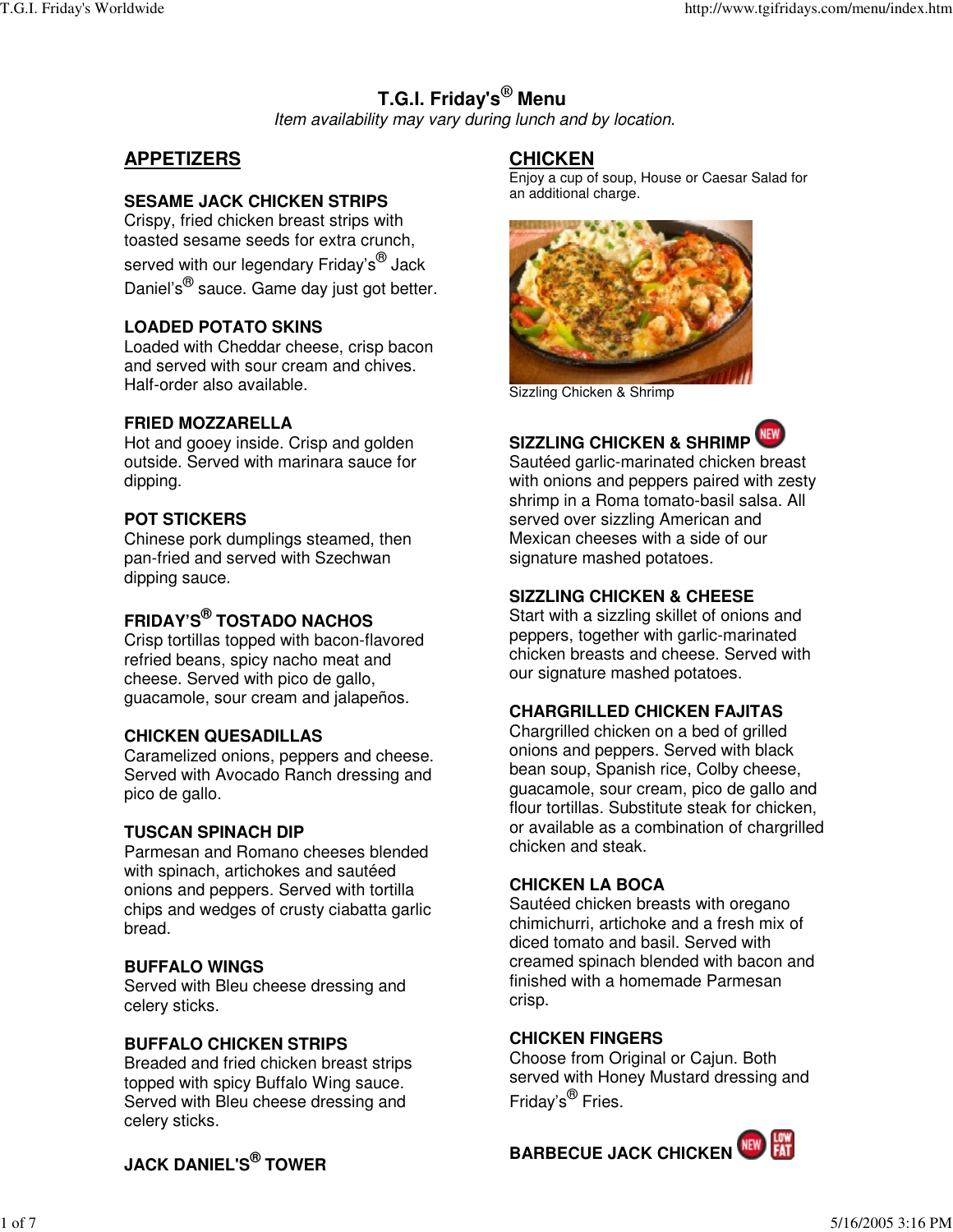# T.G.I. Friday's® Menu

*Item availability may vary during lunch and by location.*

## APPETIZERS

**SESAME JACK CHICKEN STRIPS**
Crispy, fried chicken breast strips with toasted sesame seeds for extra crunch, served with our legendary Friday's® Jack Daniel's® sauce. Game day just got better.

**LOADED POTATO SKINS**
Loaded with Cheddar cheese, crisp bacon and served with sour cream and chives. Half-order also available.

**FRIED MOZZARELLA**
Hot and gooey inside. Crisp and golden outside. Served with marinara sauce for dipping.

**POT STICKERS**
Chinese pork dumplings steamed, then pan-fried and served with Szechwan dipping sauce.

**FRIDAY'S® TOSTADO NACHOS**
Crisp tortillas topped with bacon-flavored refried beans, spicy nacho meat and cheese. Served with pico de gallo, guacamole, sour cream and jalapeños.

**CHICKEN QUESADILLAS**
Caramelized onions, peppers and cheese. Served with Avocado Ranch dressing and pico de gallo.

**TUSCAN SPINACH DIP**
Parmesan and Romano cheeses blended with spinach, artichokes and sautéed onions and peppers. Served with tortilla chips and wedges of crusty ciabatta garlic bread.

**BUFFALO WINGS**
Served with Bleu cheese dressing and celery sticks.

**BUFFALO CHICKEN STRIPS**
Breaded and fried chicken breast strips topped with spicy Buffalo Wing sauce. Served with Bleu cheese dressing and celery sticks.

**JACK DANIEL'S® TOWER**

## CHICKEN

Enjoy a cup of soup, House or Caesar Salad for an additional charge.

Sizzling Chicken & Shrimp

**SIZZLING CHICKEN & SHRIMP** NEW
Sautéed garlic-marinated chicken breast with onions and peppers paired with zesty shrimp in a Roma tomato-basil salsa. All served over sizzling American and Mexican cheeses with a side of our signature mashed potatoes.

**SIZZLING CHICKEN & CHEESE**
Start with a sizzling skillet of onions and peppers, together with garlic-marinated chicken breasts and cheese. Served with our signature mashed potatoes.

**CHARGRILLED CHICKEN FAJITAS**
Chargrilled chicken on a bed of grilled onions and peppers. Served with black bean soup, Spanish rice, Colby cheese, guacamole, sour cream, pico de gallo and flour tortillas. Substitute steak for chicken, or available as a combination of chargrilled chicken and steak.

**CHICKEN LA BOCA**
Sautéed chicken breasts with oregano chimichurri, artichoke and a fresh mix of diced tomato and basil. Served with creamed spinach blended with bacon and finished with a homemade Parmesan crisp.

**CHICKEN FINGERS**
Choose from Original or Cajun. Both served with Honey Mustard dressing and Friday's® Fries.

**BARBECUE JACK CHICKEN** NEW LOW FAT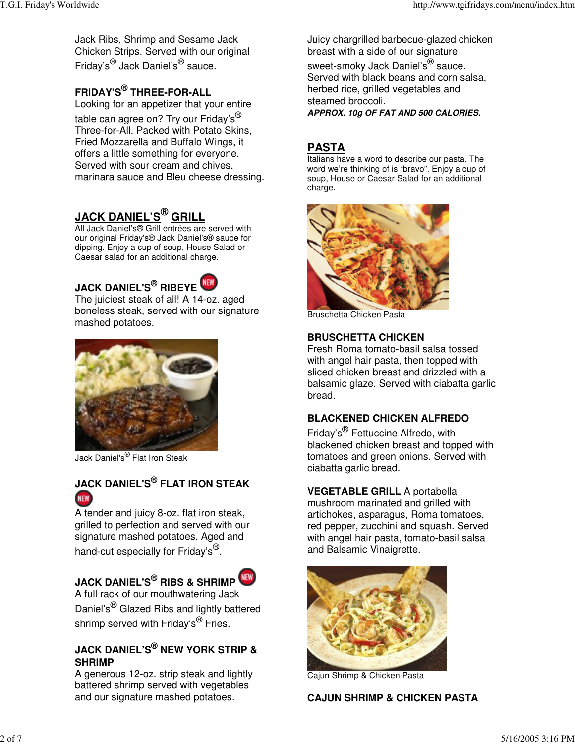Jack Ribs, Shrimp and Sesame Jack Chicken Strips. Served with our original Friday's® Jack Daniel's® sauce.

**FRIDAY'S® THREE-FOR-ALL**
Looking for an appetizer that your entire table can agree on? Try our Friday's® Three-for-All. Packed with Potato Skins, Fried Mozzarella and Buffalo Wings, it offers a little something for everyone. Served with sour cream and chives, marinara sauce and Bleu cheese dressing.

## JACK DANIEL'S® GRILL

All Jack Daniel's® Grill entrées are served with our original Friday's® Jack Daniel's® sauce for dipping. Enjoy a cup of soup, House Salad or Caesar salad for an additional charge.

**JACK DANIEL'S® RIBEYE** NEW
The juiciest steak of all! A 14-oz. aged boneless steak, served with our signature mashed potatoes.

Jack Daniel's® Flat Iron Steak

**JACK DANIEL'S® FLAT IRON STEAK** NEW
A tender and juicy 8-oz. flat iron steak, grilled to perfection and served with our signature mashed potatoes. Aged and hand-cut especially for Friday's®.

**JACK DANIEL'S® RIBS & SHRIMP** NEW
A full rack of our mouthwatering Jack Daniel's® Glazed Ribs and lightly battered shrimp served with Friday's® Fries.

**JACK DANIEL'S® NEW YORK STRIP & SHRIMP**
A generous 12-oz. strip steak and lightly battered shrimp served with vegetables and our signature mashed potatoes.

Juicy chargrilled barbecue-glazed chicken breast with a side of our signature sweet-smoky Jack Daniel's® sauce. Served with black beans and corn salsa, herbed rice, grilled vegetables and steamed broccoli.
***APPROX. 10g OF FAT AND 500 CALORIES.***

## PASTA

Italians have a word to describe our pasta. The word we're thinking of is "bravo". Enjoy a cup of soup, House or Caesar Salad for an additional charge.

Bruschetta Chicken Pasta

**BRUSCHETTA CHICKEN**
Fresh Roma tomato-basil salsa tossed with angel hair pasta, then topped with sliced chicken breast and drizzled with a balsamic glaze. Served with ciabatta garlic bread.

**BLACKENED CHICKEN ALFREDO**
Friday's® Fettuccine Alfredo, with blackened chicken breast and topped with tomatoes and green onions. Served with ciabatta garlic bread.

**VEGETABLE GRILL** A portabella mushroom marinated and grilled with artichokes, asparagus, Roma tomatoes, red pepper, zucchini and squash. Served with angel hair pasta, tomato-basil salsa and Balsamic Vinaigrette.

Cajun Shrimp & Chicken Pasta

**CAJUN SHRIMP & CHICKEN PASTA**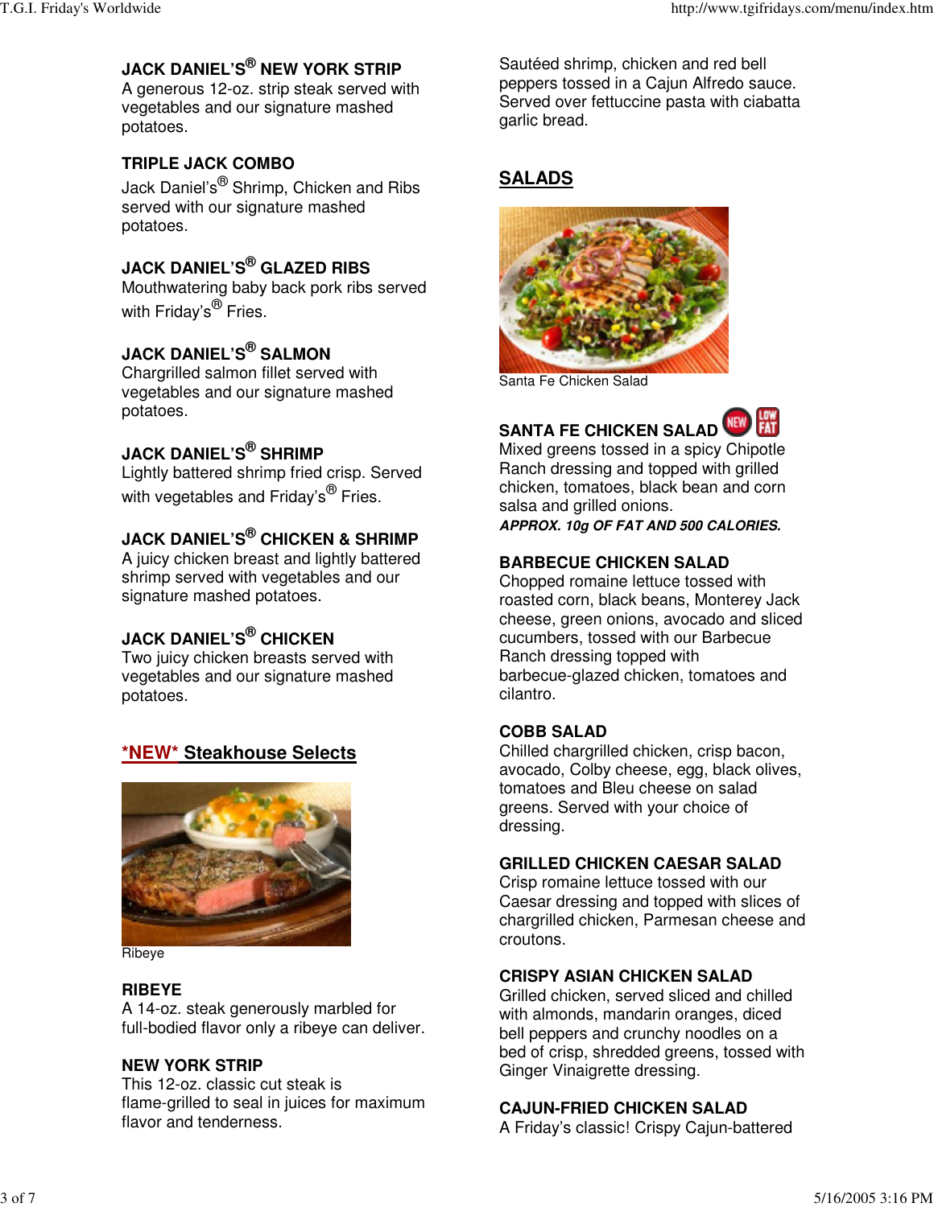### JACK DANIEL'S® NEW YORK STRIP
A generous 12-oz. strip steak served with vegetables and our signature mashed potatoes.

### TRIPLE JACK COMBO
Jack Daniel's® Shrimp, Chicken and Ribs served with our signature mashed potatoes.

### JACK DANIEL'S® GLAZED RIBS
Mouthwatering baby back pork ribs served with Friday's® Fries.

### JACK DANIEL'S® SALMON
Chargrilled salmon fillet served with vegetables and our signature mashed potatoes.

### JACK DANIEL'S® SHRIMP
Lightly battered shrimp fried crisp. Served with vegetables and Friday's® Fries.

### JACK DANIEL'S® CHICKEN & SHRIMP
A juicy chicken breast and lightly battered shrimp served with vegetables and our signature mashed potatoes.

### JACK DANIEL'S® CHICKEN
Two juicy chicken breasts served with vegetables and our signature mashed potatoes.

## *NEW* Steakhouse Selects

Ribeye

### RIBEYE
A 14-oz. steak generously marbled for full-bodied flavor only a ribeye can deliver.

### NEW YORK STRIP
This 12-oz. classic cut steak is flame-grilled to seal in juices for maximum flavor and tenderness.

Sautéed shrimp, chicken and red bell peppers tossed in a Cajun Alfredo sauce. Served over fettuccine pasta with ciabatta garlic bread.

## SALADS

Santa Fe Chicken Salad

### SANTA FE CHICKEN SALAD
Mixed greens tossed in a spicy Chipotle Ranch dressing and topped with grilled chicken, tomatoes, black bean and corn salsa and grilled onions.

***APPROX. 10g OF FAT AND 500 CALORIES.***

### BARBECUE CHICKEN SALAD
Chopped romaine lettuce tossed with roasted corn, black beans, Monterey Jack cheese, green onions, avocado and sliced cucumbers, tossed with our Barbecue Ranch dressing topped with barbecue-glazed chicken, tomatoes and cilantro.

### COBB SALAD
Chilled chargrilled chicken, crisp bacon, avocado, Colby cheese, egg, black olives, tomatoes and Bleu cheese on salad greens. Served with your choice of dressing.

### GRILLED CHICKEN CAESAR SALAD
Crisp romaine lettuce tossed with our Caesar dressing and topped with slices of chargrilled chicken, Parmesan cheese and croutons.

### CRISPY ASIAN CHICKEN SALAD
Grilled chicken, served sliced and chilled with almonds, mandarin oranges, diced bell peppers and crunchy noodles on a bed of crisp, shredded greens, tossed with Ginger Vinaigrette dressing.

### CAJUN-FRIED CHICKEN SALAD
A Friday's classic! Crispy Cajun-battered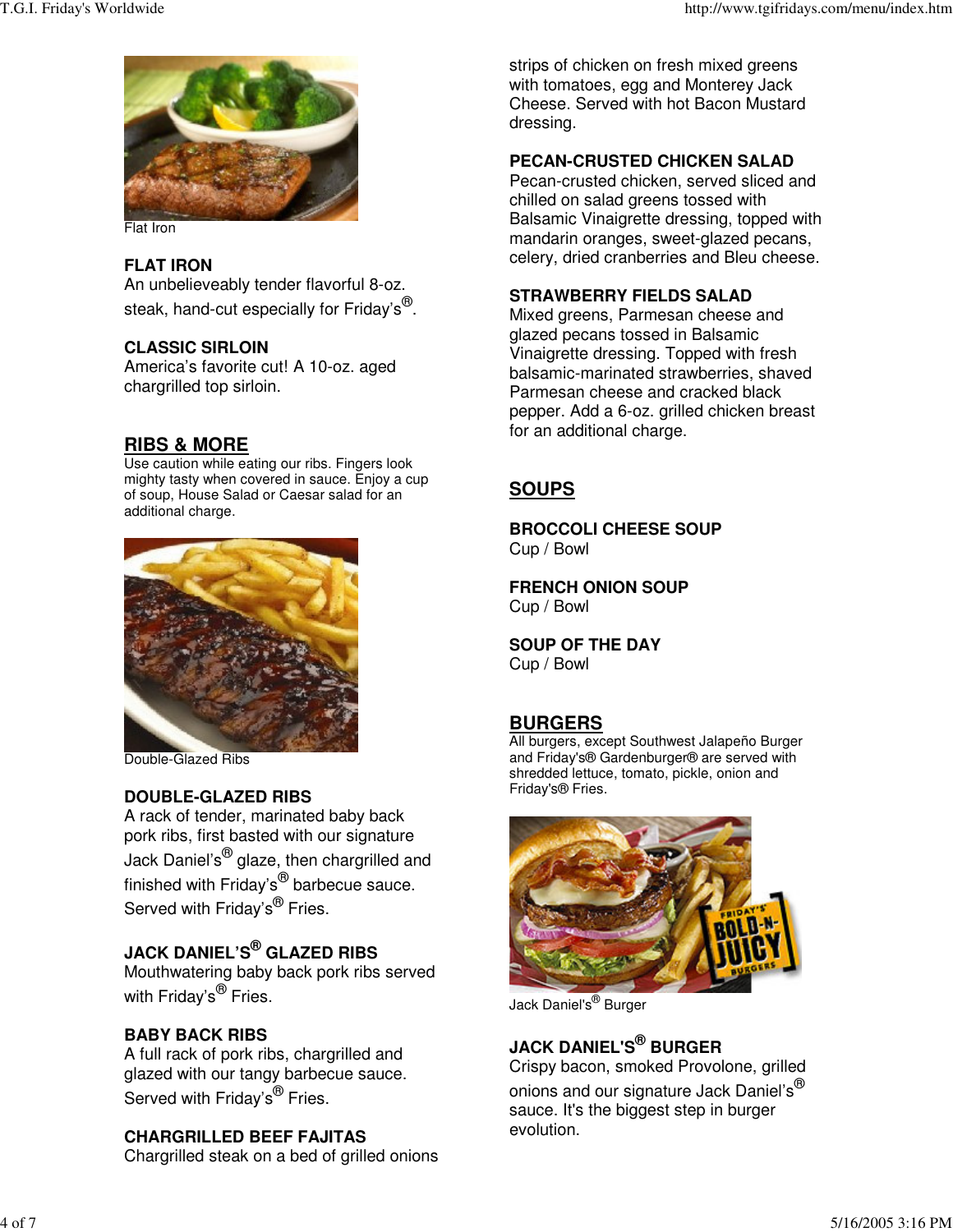Flat Iron

### FLAT IRON

An unbelieveably tender flavorful 8-oz. steak, hand-cut especially for Friday's®.

### CLASSIC SIRLOIN

America's favorite cut! A 10-oz. aged chargrilled top sirloin.

## RIBS & MORE

Use caution while eating our ribs. Fingers look mighty tasty when covered in sauce. Enjoy a cup of soup, House Salad or Caesar salad for an additional charge.

Double-Glazed Ribs

### DOUBLE-GLAZED RIBS

A rack of tender, marinated baby back pork ribs, first basted with our signature Jack Daniel's® glaze, then chargrilled and finished with Friday's® barbecue sauce. Served with Friday's® Fries.

### JACK DANIEL'S® GLAZED RIBS

Mouthwatering baby back pork ribs served with Friday's® Fries.

### BABY BACK RIBS

A full rack of pork ribs, chargrilled and glazed with our tangy barbecue sauce. Served with Friday's® Fries.

### CHARGRILLED BEEF FAJITAS

Chargrilled steak on a bed of grilled onions

strips of chicken on fresh mixed greens with tomatoes, egg and Monterey Jack Cheese. Served with hot Bacon Mustard dressing.

### PECAN-CRUSTED CHICKEN SALAD

Pecan-crusted chicken, served sliced and chilled on salad greens tossed with Balsamic Vinaigrette dressing, topped with mandarin oranges, sweet-glazed pecans, celery, dried cranberries and Bleu cheese.

### STRAWBERRY FIELDS SALAD

Mixed greens, Parmesan cheese and glazed pecans tossed in Balsamic Vinaigrette dressing. Topped with fresh balsamic-marinated strawberries, shaved Parmesan cheese and cracked black pepper. Add a 6-oz. grilled chicken breast for an additional charge.

## SOUPS

### BROCCOLI CHEESE SOUP

Cup / Bowl

### FRENCH ONION SOUP

Cup / Bowl

### SOUP OF THE DAY

Cup / Bowl

## BURGERS

All burgers, except Southwest Jalapeño Burger and Friday's® Gardenburger® are served with shredded lettuce, tomato, pickle, onion and Friday's® Fries.

Jack Daniel's® Burger

### JACK DANIEL'S® BURGER

Crispy bacon, smoked Provolone, grilled onions and our signature Jack Daniel's® sauce. It's the biggest step in burger evolution.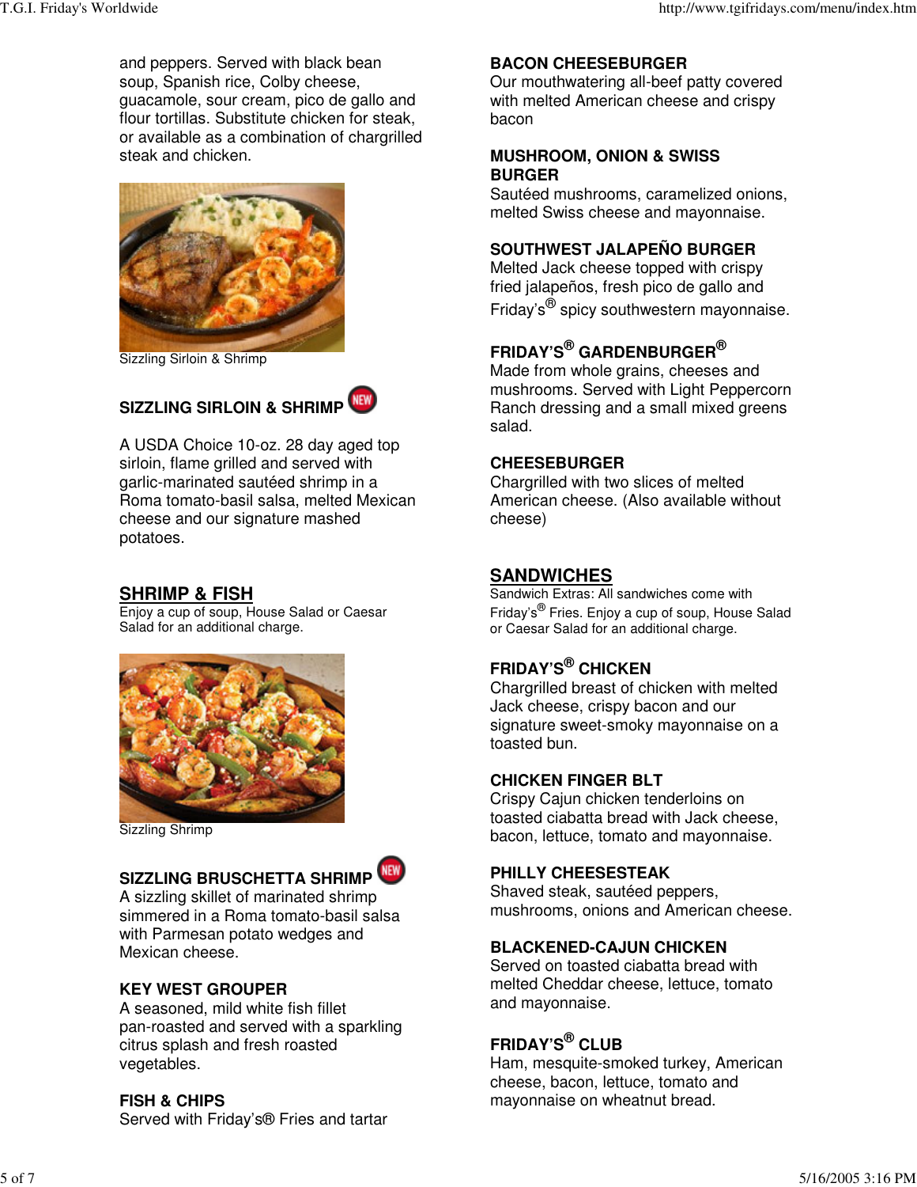and peppers. Served with black bean soup, Spanish rice, Colby cheese, guacamole, sour cream, pico de gallo and flour tortillas. Substitute chicken for steak, or available as a combination of chargrilled steak and chicken.

Sizzling Sirloin & Shrimp

**SIZZLING SIRLOIN & SHRIMP** NEW

A USDA Choice 10-oz. 28 day aged top sirloin, flame grilled and served with garlic-marinated sautéed shrimp in a Roma tomato-basil salsa, melted Mexican cheese and our signature mashed potatoes.

## SHRIMP & FISH

Enjoy a cup of soup, House Salad or Caesar Salad for an additional charge.

Sizzling Shrimp

**SIZZLING BRUSCHETTA SHRIMP** NEW
A sizzling skillet of marinated shrimp simmered in a Roma tomato-basil salsa with Parmesan potato wedges and Mexican cheese.

**KEY WEST GROUPER**
A seasoned, mild white fish fillet pan-roasted and served with a sparkling citrus splash and fresh roasted vegetables.

**FISH & CHIPS**
Served with Friday's® Fries and tartar

**BACON CHEESEBURGER**
Our mouthwatering all-beef patty covered with melted American cheese and crispy bacon

**MUSHROOM, ONION & SWISS BURGER**
Sautéed mushrooms, caramelized onions, melted Swiss cheese and mayonnaise.

**SOUTHWEST JALAPEÑO BURGER**
Melted Jack cheese topped with crispy fried jalapeños, fresh pico de gallo and Friday's® spicy southwestern mayonnaise.

**FRIDAY'S® GARDENBURGER®**
Made from whole grains, cheeses and mushrooms. Served with Light Peppercorn Ranch dressing and a small mixed greens salad.

**CHEESEBURGER**
Chargrilled with two slices of melted American cheese. (Also available without cheese)

## SANDWICHES

Sandwich Extras: All sandwiches come with Friday's® Fries. Enjoy a cup of soup, House Salad or Caesar Salad for an additional charge.

**FRIDAY'S® CHICKEN**
Chargrilled breast of chicken with melted Jack cheese, crispy bacon and our signature sweet-smoky mayonnaise on a toasted bun.

**CHICKEN FINGER BLT**
Crispy Cajun chicken tenderloins on toasted ciabatta bread with Jack cheese, bacon, lettuce, tomato and mayonnaise.

**PHILLY CHEESESTEAK**
Shaved steak, sautéed peppers, mushrooms, onions and American cheese.

**BLACKENED-CAJUN CHICKEN**
Served on toasted ciabatta bread with melted Cheddar cheese, lettuce, tomato and mayonnaise.

**FRIDAY'S® CLUB**
Ham, mesquite-smoked turkey, American cheese, bacon, lettuce, tomato and mayonnaise on wheatnut bread.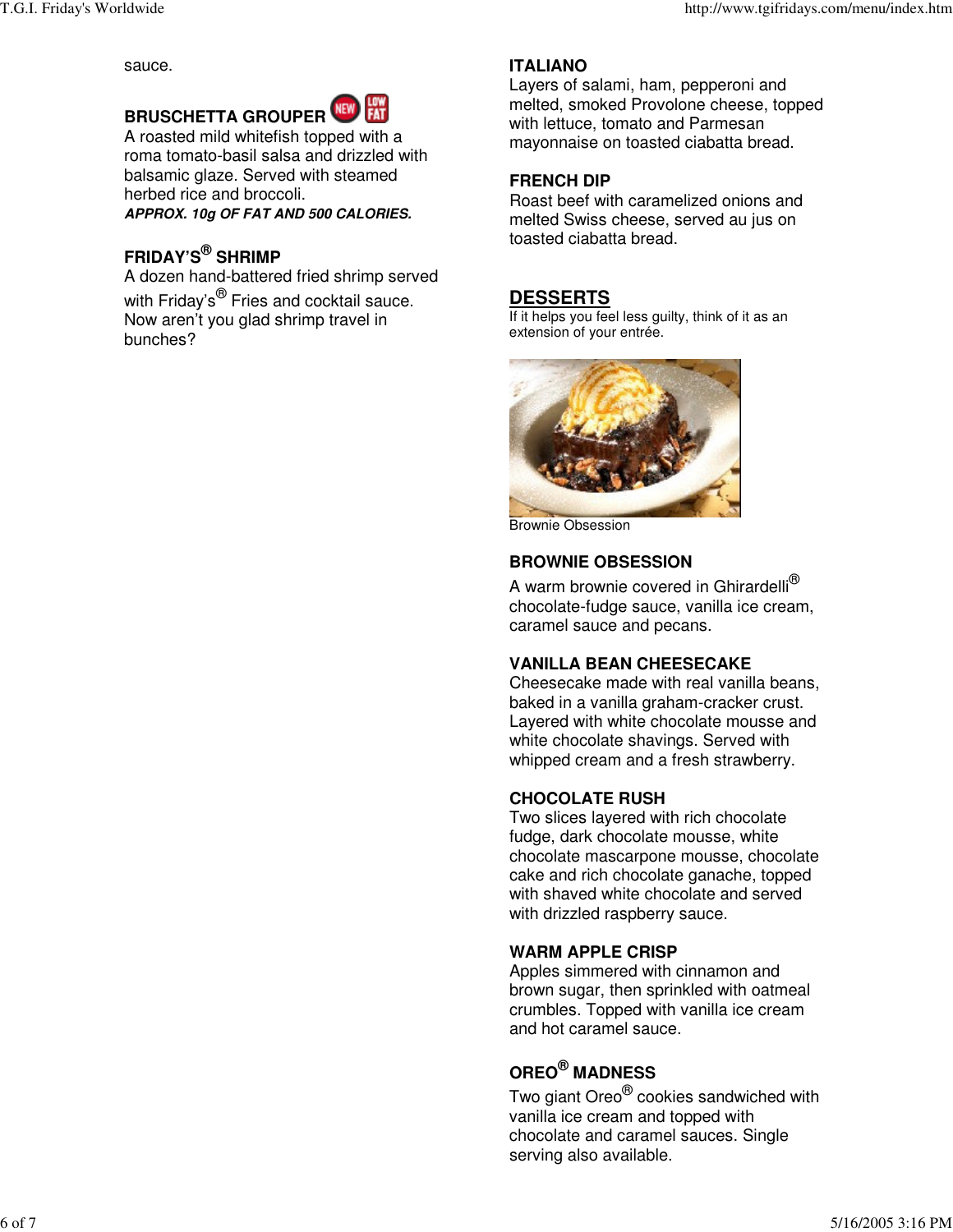sauce.

**BRUSCHETTA GROUPER** NEW LOW FAT

A roasted mild whitefish topped with a roma tomato-basil salsa and drizzled with balsamic glaze. Served with steamed herbed rice and broccoli.

***APPROX. 10g OF FAT AND 500 CALORIES.***

**FRIDAY'S® SHRIMP**

A dozen hand-battered fried shrimp served with Friday's® Fries and cocktail sauce. Now aren't you glad shrimp travel in bunches?

**ITALIANO**

Layers of salami, ham, pepperoni and melted, smoked Provolone cheese, topped with lettuce, tomato and Parmesan mayonnaise on toasted ciabatta bread.

**FRENCH DIP**

Roast beef with caramelized onions and melted Swiss cheese, served au jus on toasted ciabatta bread.

## DESSERTS

If it helps you feel less guilty, think of it as an extension of your entrée.

Brownie Obsession

**BROWNIE OBSESSION**

A warm brownie covered in Ghirardelli® chocolate-fudge sauce, vanilla ice cream, caramel sauce and pecans.

**VANILLA BEAN CHEESECAKE**

Cheesecake made with real vanilla beans, baked in a vanilla graham-cracker crust. Layered with white chocolate mousse and white chocolate shavings. Served with whipped cream and a fresh strawberry.

**CHOCOLATE RUSH**

Two slices layered with rich chocolate fudge, dark chocolate mousse, white chocolate mascarpone mousse, chocolate cake and rich chocolate ganache, topped with shaved white chocolate and served with drizzled raspberry sauce.

**WARM APPLE CRISP**

Apples simmered with cinnamon and brown sugar, then sprinkled with oatmeal crumbles. Topped with vanilla ice cream and hot caramel sauce.

**OREO® MADNESS**

Two giant Oreo® cookies sandwiched with vanilla ice cream and topped with chocolate and caramel sauces. Single serving also available.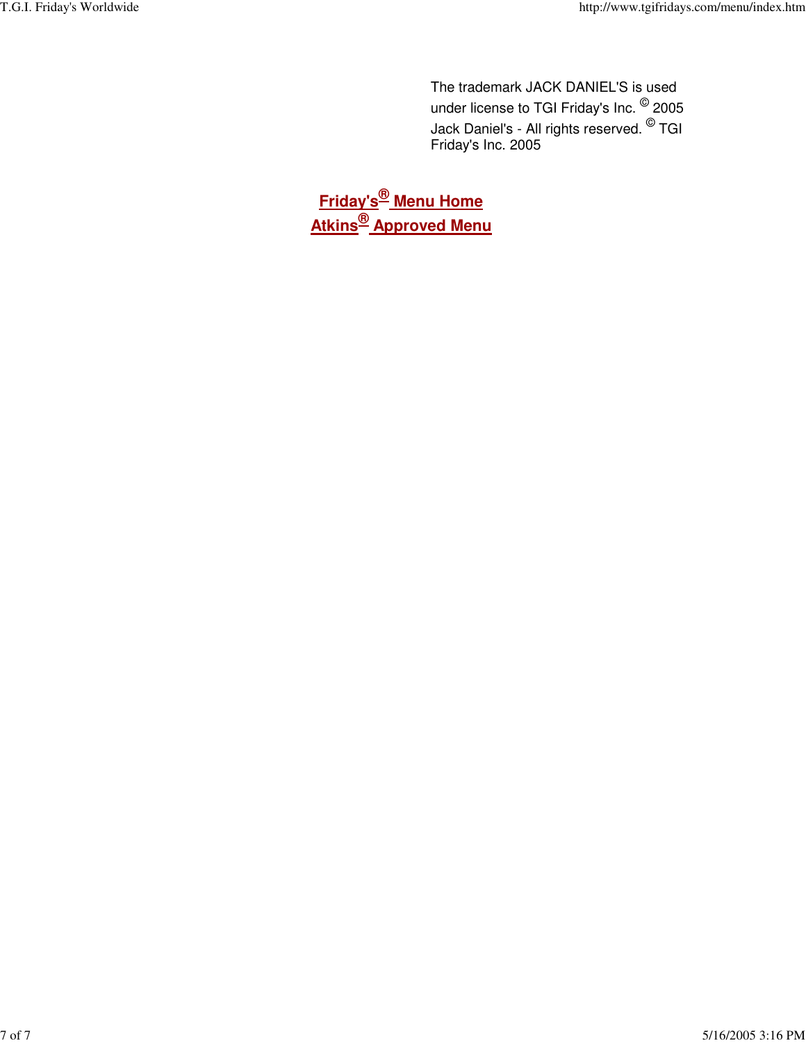The trademark JACK DANIEL'S is used under license to TGI Friday's Inc. © 2005 Jack Daniel's - All rights reserved. © TGI Friday's Inc. 2005

**Friday's® Menu Home**

**Atkins® Approved Menu**